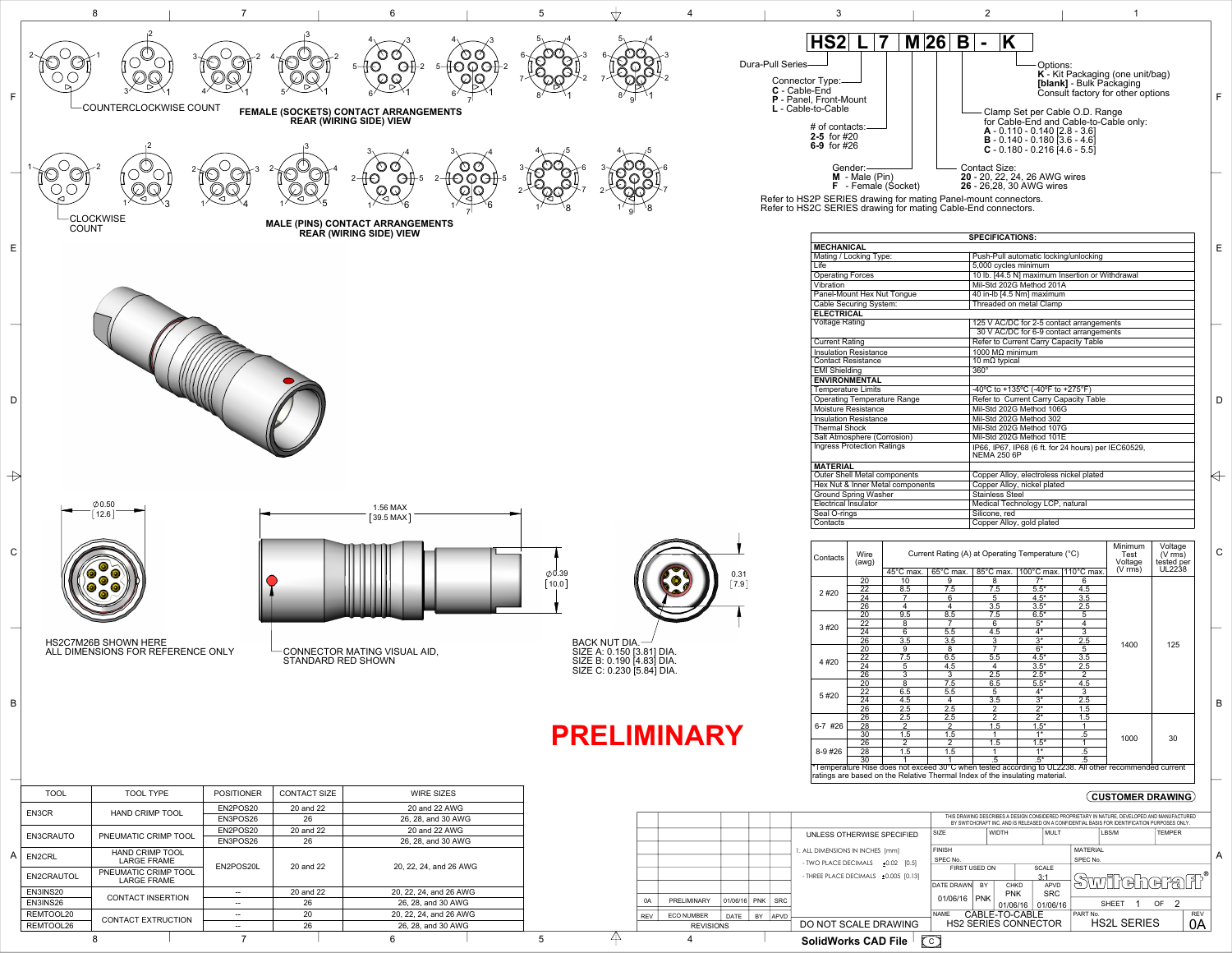# HS2 L 7 M 26 B - K

- Dura-Pull Series
- Connector Type:
  - **C** - Cable-End
  - **P** - Panel, Front-Mount
  - **L** - Cable-to-Cable
- # of contacts:
  - **2-5** for #20
  - **6-9** for #26
- Gender:
  - **M** - Male (Pin)
  - **F** - Female (Socket)
- Contact Size:
  - **20** - 20, 22, 24, 26 AWG wires
  - **26** - 26,28, 30 AWG wires
- Clamp Set per Cable O.D. Range for Cable-End and Cable-to-Cable only:
  - **A** - 0.110 - 0.140 [2.8 - 3.6]
  - **B** - 0.140 - 0.180 [3.6 - 4.6]
  - **C** - 0.180 - 0.216 [4.6 - 5.5]
- Options:
  - **K** - Kit Packaging (one unit/bag)
  - **[blank]** - Bulk Packaging
  - Consult factory for other options

Refer to HS2P SERIES drawing for mating Panel-mount connectors.
Refer to HS2C SERIES drawing for mating Cable-End connectors.

COUNTERCLOCKWISE COUNT

**FEMALE (SOCKETS) CONTACT ARRANGEMENTS REAR (WIRING SIDE) VIEW**

CLOCKWISE COUNT

**MALE (PINS) CONTACT ARRANGEMENTS REAR (WIRING SIDE) VIEW**

⌀0.50 [12.6]

1.56 MAX [39.5 MAX]

⌀0.39 [10.0]

0.31 [7.9]

HS2C7M26B SHOWN HERE
ALL DIMENSIONS FOR REFERENCE ONLY

CONNECTOR MATING VISUAL AID, STANDARD RED SHOWN

BACK NUT DIA.
SIZE A: 0.150 [3.81] DIA.
SIZE B: 0.190 [4.83] DIA.
SIZE C: 0.230 [5.84] DIA.

**PRELIMINARY**

| SPECIFICATIONS: | |
|---|---|
| **MECHANICAL** | |
| Mating / Locking Type: | Push-Pull automatic locking/unlocking |
| Life | 5,000 cycles minimum |
| Operating Forces | 10 lb. [44.5 N] maximum Insertion or Withdrawal |
| Vibration | Mil-Std 202G Method 201A |
| Panel-Mount Hex Nut Tongue | 40 in-lb [4.5 Nm] maximum |
| Cable Securing System: | Threaded on metal Clamp |
| **ELECTRICAL** | |
| Voltage Rating | 125 V AC/DC for 2-5 contact arrangements<br>30 V AC/DC for 6-9 contact arrangements |
| Current Rating | Refer to Current Carry Capacity Table |
| Insulation Resistance | 1000 MΩ minimum |
| Contact Resistance | 10 mΩ typical |
| EMI Shielding | 360° |
| **ENVIRONMENTAL** | |
| Temperature Limits | -40ºC to +135ºC (-40ºF to +275ºF) |
| Operating Temperature Range | Refer to Current Carry Capacity Table |
| Moisture Resistance | Mil-Std 202G Method 106G |
| Insulation Resistance | Mil-Std 202G Method 302 |
| Thermal Shock | Mil-Std 202G Method 107G |
| Salt Atmosphere (Corrosion) | Mil-Std 202G Method 101E |
| Ingress Protection Ratings | IP66, IP67, IP68 (6 ft. for 24 hours) per IEC60529, NEMA 250 6P |
| **MATERIAL** | |
| Outer Shell Metal components | Copper Alloy, electroless nickel plated |
| Hex Nut & Inner Metal components | Copper Alloy, nickel plated |
| Ground Spring Washer | Stainless Steel |
| Electrical Insulator | Medical Technology LCP, natural |
| Seal O-rings | Silicone, red |
| Contacts | Copper Alloy, gold plated |

| Contacts | Wire (awg) | Current Rating (A) at Operating Temperature (°C) | | | | | Minimum Test Voltage (V rms) | Voltage (V rms) tested per UL2238 |
|---|---|---|---|---|---|---|---|---|
| | | 45°C max. | 65°C max. | 85°C max. | 100°C max. | 110°C max. | | |
| 2 #20 | 20 | 10 | 9 | 8 | 7* | 6 | 1400 | 125 |
| | 22 | 8.5 | 7.5 | 7.5 | 5.5* | 4.5 | | |
| | 24 | 7 | 6 | 5 | 4.5* | 3.5 | | |
| | 26 | 4 | 4 | 3.5 | 3.5* | 2.5 | | |
| 3 #20 | 20 | 9.5 | 8.5 | 7.5 | 6.5* | 5 | | |
| | 22 | 8 | 7 | 6 | 5* | 4 | | |
| | 24 | 6 | 5.5 | 4.5 | 4* | 3 | | |
| | 26 | 3.5 | 3.5 | 3 | 3* | 2.5 | | |
| 4 #20 | 20 | 9 | 8 | 7 | 6* | 5 | | |
| | 22 | 7.5 | 6.5 | 5.5 | 4.5* | 3.5 | | |
| | 24 | 5 | 4.5 | 4 | 3.5* | 2.5 | | |
| | 26 | 3 | 3 | 2.5 | 2.5* | 2 | | |
| 5 #20 | 20 | 8 | 7.5 | 6.5 | 5.5* | 4.5 | | |
| | 22 | 6.5 | 5.5 | 5 | 4* | 3 | | |
| | 24 | 4.5 | 4 | 3.5 | 3* | 2.5 | | |
| | 26 | 2.5 | 2.5 | 2 | 2* | 1.5 | | |
| 6-7 #26 | 26 | 2.5 | 2.5 | 2 | 2* | 1.5 | 1000 | 30 |
| | 28 | 2 | 2 | 1.5 | 1.5* | 1 | | |
| | 30 | 1.5 | 1.5 | 1 | 1* | .5 | | |
| 8-9 #26 | 26 | 2 | 2 | 1.5 | 1.5* | 1 | | |
| | 28 | 1.5 | 1.5 | 1 | 1* | .5 | | |
| | 30 | 1 | 1 | .5 | .5* | .5 | | |

*Temperature Rise does not exceed 30°C when tested according to UL2238. All other recommended current ratings are based on the Relative Thermal Index of the insulating material.

| TOOL | TOOL TYPE | POSITIONER | CONTACT SIZE | WIRE SIZES |
|---|---|---|---|---|
| EN3CR | HAND CRIMP TOOL | EN2POS20 | 20 and 22 | 20 and 22 AWG |
| | | EN3POS26 | 26 | 26, 28, and 30 AWG |
| EN3CRAUTO | PNEUMATIC CRIMP TOOL | EN2POS20 | 20 and 22 | 20 and 22 AWG |
| | | EN3POS26 | 26 | 26, 28, and 30 AWG |
| EN2CRL | HAND CRIMP TOOL LARGE FRAME | EN2POS20L | 20 and 22 | 20, 22, 24, and 26 AWG |
| EN2CRAUTOL | PNEUMATIC CRIMP TOOL LARGE FRAME | | | |
| EN3INS20 | CONTACT INSERTION | -- | 20 and 22 | 20, 22, 24, and 26 AWG |
| EN3INS26 | | -- | 26 | 26, 28, and 30 AWG |
| REMTOOL20 | CONTACT EXTRUCTION | -- | 20 | 20, 22, 24, and 26 AWG |
| REMTOOL26 | | -- | 26 | 26, 28, and 30 AWG |

**CUSTOMER DRAWING**

THIS DRAWING DESCRIBES A DESIGN CONSIDERED PROPRIETARY IN NATURE, DEVELOPED AND MANUFACTURED BY SWITCHCRAFT INC. AND IS RELEASED ON A CONFIDENTIAL BASIS FOR IDENTIFICATION PURPOSES ONLY.

| REV | ECO NUMBER | DATE | BY | APVD |
|---|---|---|---|---|
| 0A | PRELIMINARY | 01/06/16 | PNK | SRC |

REVISIONS

UNLESS OTHERWISE SPECIFIED
1. ALL DIMENSIONS IN INCHES [mm]
- TWO PLACE DECIMALS ±0.02 [0.5]
- THREE PLACE DECIMALS ±0.005 [0.13]

DO NOT SCALE DRAWING

SolidWorks CAD File

| SIZE | WIDTH | MULT | LBS/M | TEMPER |
|---|---|---|---|---|

FINISH SPEC No. | MATERIAL SPEC No.
FIRST USED ON | SCALE 3:1
DATE DRAWN 01/06/16 | BY PNK | CHKD PNK 01/06/16 | APVD SRC 01/06/16
Switchcraft®
SHEET 1 OF 2
NAME CABLE-TO-CABLE HS2 SERIES CONNECTOR | PART No. HS2L SERIES | REV 0A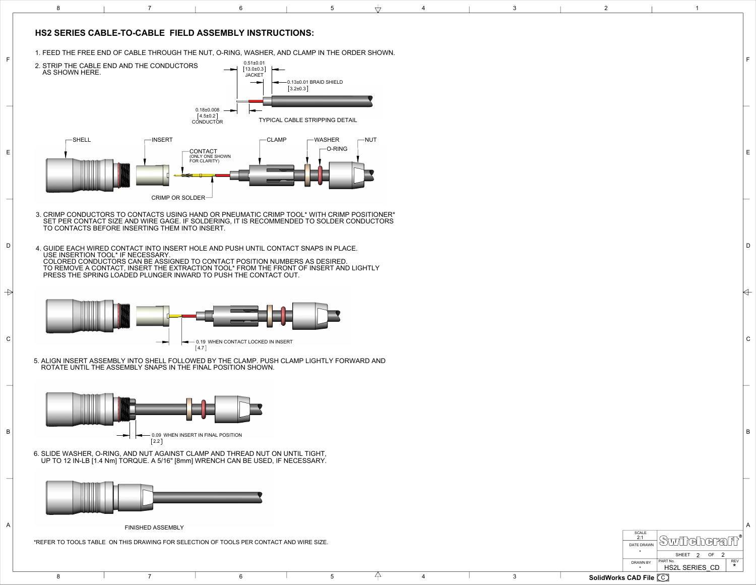## HS2 SERIES CABLE-TO-CABLE FIELD ASSEMBLY INSTRUCTIONS:

1. FEED THE FREE END OF CABLE THROUGH THE NUT, O-RING, WASHER, AND CLAMP IN THE ORDER SHOWN.

2. STRIP THE CABLE END AND THE CONDUCTORS AS SHOWN HERE.

0.51±0.01
[13.0±0.3]
JACKET

0.13±0.01 BRAID SHIELD
[3.2±0.3]

0.18±0.008
[4.5±0.2]
CONDUCTOR

TYPICAL CABLE STRIPPING DETAIL

SHELL

INSERT

CONTACT
(ONLY ONE SHOWN FOR CLARITY)

CLAMP

WASHER

O-RING

NUT

CRIMP OR SOLDER

3. CRIMP CONDUCTORS TO CONTACTS USING HAND OR PNEUMATIC CRIMP TOOL* WITH CRIMP POSITIONER* SET PER CONTACT SIZE AND WIRE GAGE. IF SOLDERING, IT IS RECOMMENDED TO SOLDER CONDUCTORS TO CONTACTS BEFORE INSERTING THEM INTO INSERT.

4. GUIDE EACH WIRED CONTACT INTO INSERT HOLE AND PUSH UNTIL CONTACT SNAPS IN PLACE. USE INSERTION TOOL* IF NECESSARY.
COLORED CONDUCTORS CAN BE ASSIGNED TO CONTACT POSITION NUMBERS AS DESIRED.
TO REMOVE A CONTACT, INSERT THE EXTRACTION TOOL* FROM THE FRONT OF INSERT AND LIGHTLY PRESS THE SPRING LOADED PLUNGER INWARD TO PUSH THE CONTACT OUT.

0.19 WHEN CONTACT LOCKED IN INSERT
[4.7]

5. ALIGN INSERT ASSEMBLY INTO SHELL FOLLOWED BY THE CLAMP. PUSH CLAMP LIGHTLY FORWARD AND ROTATE UNTIL THE ASSEMBLY SNAPS IN THE FINAL POSITION SHOWN.

0.09 WHEN INSERT IN FINAL POSITION
[2.2]

6. SLIDE WASHER, O-RING, AND NUT AGAINST CLAMP AND THREAD NUT ON UNTIL TIGHT, UP TO 12 IN-LB [1.4 Nm] TORQUE. A 5/16" [8mm] WRENCH CAN BE USED, IF NECESSARY.

FINISHED ASSEMBLY

*REFER TO TOOLS TABLE ON THIS DRAWING FOR SELECTION OF TOOLS PER CONTACT AND WIRE SIZE.

| | | |
|---|---|---|
| SCALE 2:1 | Switchcraft® | |
| DATE DRAWN * | SHEET 2 OF 2 | |
| DRAWN BY * | PART No. HS2L SERIES_CD | REV * |

SolidWorks CAD File ©